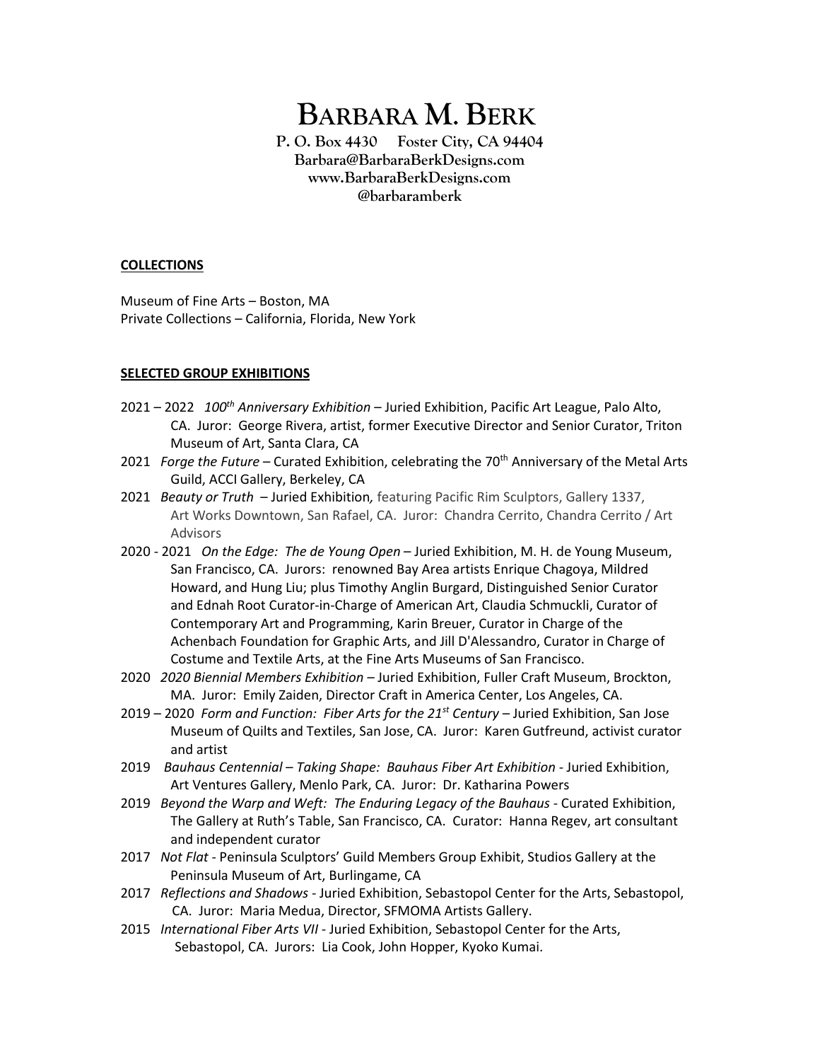# Barbara M. Berk

**P. O. Box 4430 Foster City, CA 94404**
**Barbara@BarbaraBerkDesigns.com**
**www.BarbaraBerkDesigns.com**
**@barbaramberk**

## COLLECTIONS

Museum of Fine Arts – Boston, MA
Private Collections – California, Florida, New York

## SELECTED GROUP EXHIBITIONS

- 2021 – 2022 *100th Anniversary Exhibition* – Juried Exhibition, Pacific Art League, Palo Alto, CA. Juror: George Rivera, artist, former Executive Director and Senior Curator, Triton Museum of Art, Santa Clara, CA
- 2021 *Forge the Future* – Curated Exhibition, celebrating the 70th Anniversary of the Metal Arts Guild, ACCI Gallery, Berkeley, CA
- 2021 *Beauty or Truth* – Juried Exhibition, featuring Pacific Rim Sculptors, Gallery 1337, Art Works Downtown, San Rafael, CA. Juror: Chandra Cerrito, Chandra Cerrito / Art Advisors
- 2020 - 2021 *On the Edge: The de Young Open* – Juried Exhibition, M. H. de Young Museum, San Francisco, CA. Jurors: renowned Bay Area artists Enrique Chagoya, Mildred Howard, and Hung Liu; plus Timothy Anglin Burgard, Distinguished Senior Curator and Ednah Root Curator-in-Charge of American Art, Claudia Schmuckli, Curator of Contemporary Art and Programming, Karin Breuer, Curator in Charge of the Achenbach Foundation for Graphic Arts, and Jill D'Alessandro, Curator in Charge of Costume and Textile Arts, at the Fine Arts Museums of San Francisco.
- 2020 *2020 Biennial Members Exhibition* – Juried Exhibition, Fuller Craft Museum, Brockton, MA. Juror: Emily Zaiden, Director Craft in America Center, Los Angeles, CA.
- 2019 – 2020 *Form and Function: Fiber Arts for the 21st Century* – Juried Exhibition, San Jose Museum of Quilts and Textiles, San Jose, CA. Juror: Karen Gutfreund, activist curator and artist
- 2019 *Bauhaus Centennial – Taking Shape: Bauhaus Fiber Art Exhibition* - Juried Exhibition, Art Ventures Gallery, Menlo Park, CA. Juror: Dr. Katharina Powers
- 2019 *Beyond the Warp and Weft: The Enduring Legacy of the Bauhaus* - Curated Exhibition, The Gallery at Ruth's Table, San Francisco, CA. Curator: Hanna Regev, art consultant and independent curator
- 2017 *Not Flat* - Peninsula Sculptors' Guild Members Group Exhibit, Studios Gallery at the Peninsula Museum of Art, Burlingame, CA
- 2017 *Reflections and Shadows* - Juried Exhibition, Sebastopol Center for the Arts, Sebastopol, CA. Juror: Maria Medua, Director, SFMOMA Artists Gallery.
- 2015 *International Fiber Arts VII* - Juried Exhibition, Sebastopol Center for the Arts, Sebastopol, CA. Jurors: Lia Cook, John Hopper, Kyoko Kumai.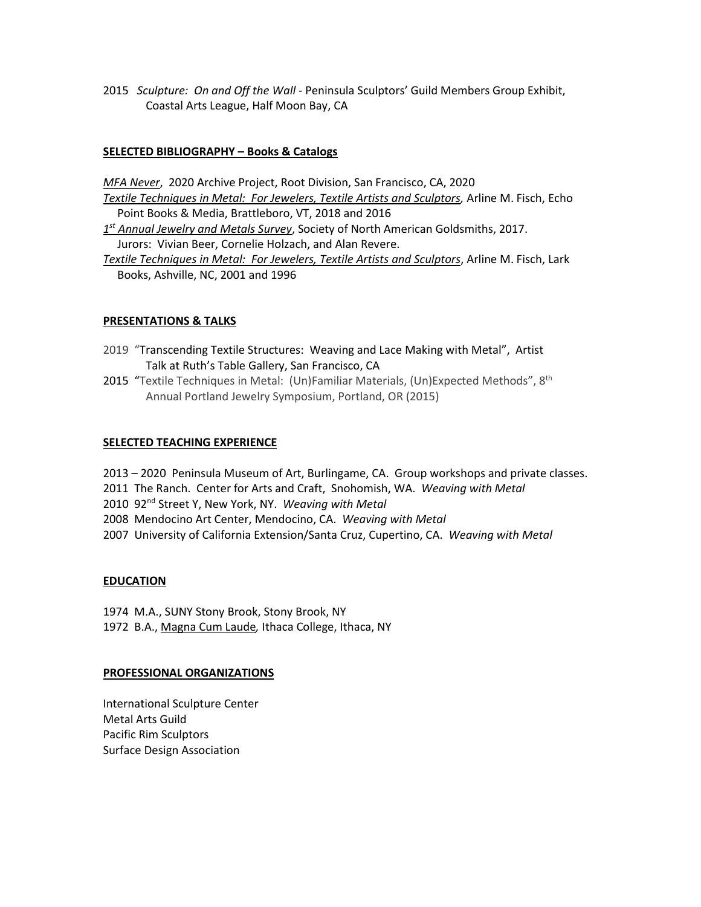2015 *Sculpture: On and Off the Wall* - Peninsula Sculptors' Guild Members Group Exhibit, Coastal Arts League, Half Moon Bay, CA

## SELECTED BIBLIOGRAPHY – Books & Catalogs

*MFA Never*, 2020 Archive Project, Root Division, San Francisco, CA, 2020

*Textile Techniques in Metal: For Jewelers, Textile Artists and Sculptors*, Arline M. Fisch, Echo Point Books & Media, Brattleboro, VT, 2018 and 2016

*1st Annual Jewelry and Metals Survey*, Society of North American Goldsmiths, 2017. Jurors: Vivian Beer, Cornelie Holzach, and Alan Revere.

*Textile Techniques in Metal: For Jewelers, Textile Artists and Sculptors*, Arline M. Fisch, Lark Books, Ashville, NC, 2001 and 1996

## PRESENTATIONS & TALKS

2019 "Transcending Textile Structures: Weaving and Lace Making with Metal", Artist Talk at Ruth's Table Gallery, San Francisco, CA

2015 "Textile Techniques in Metal: (Un)Familiar Materials, (Un)Expected Methods", 8th Annual Portland Jewelry Symposium, Portland, OR (2015)

## SELECTED TEACHING EXPERIENCE

2013 – 2020 Peninsula Museum of Art, Burlingame, CA. Group workshops and private classes.

2011 The Ranch. Center for Arts and Craft, Snohomish, WA. *Weaving with Metal*

2010 92nd Street Y, New York, NY. *Weaving with Metal*

2008 Mendocino Art Center, Mendocino, CA. *Weaving with Metal*

2007 University of California Extension/Santa Cruz, Cupertino, CA. *Weaving with Metal*

## EDUCATION

1974 M.A., SUNY Stony Brook, Stony Brook, NY

1972 B.A., Magna Cum Laude, Ithaca College, Ithaca, NY

## PROFESSIONAL ORGANIZATIONS

International Sculpture Center

Metal Arts Guild

Pacific Rim Sculptors

Surface Design Association